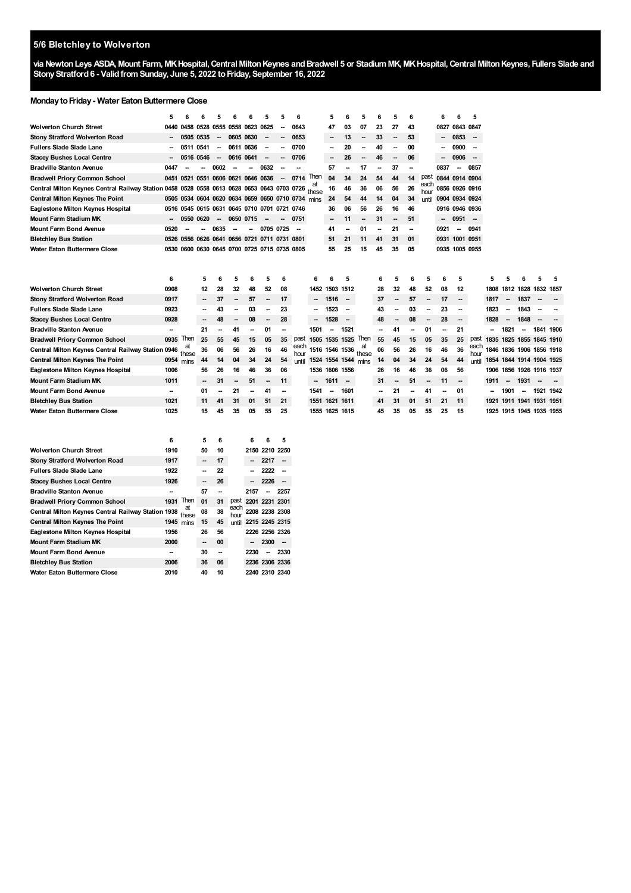## 5/6 Bletchley to Wolverton

**via Newton Leys ASDA, Mount Farm, MK Hospital, Central Milton Keynes and Bradwell 5 or Stadium MK, MK Hospital, Central Milton Keynes, Fullers Slade and Stony Stratford 6 - Valid from Sunday, June 5, 2022 to Friday, September 16, 2022**

### Monday to Friday - Water Eaton Buttermere Close

| | 5 | 6 | 6 | 5 | 6 | 6 | 5 | 5 | 6 | | 5 | 6 | 5 | 6 | 5 | 6 | | 6 | 6 | 5 |
|---|---|---|---|---|---|---|---|---|---|---|---|---|---|---|---|---|---|---|---|---|
| Wolverton Church Street | 0440 | 0458 | 0528 | 0555 | 0558 | 0623 | 0625 | -- | 0643 | | 47 | 03 | 07 | 23 | 27 | 43 | | 0827 | 0843 | 0847 |
| Stony Stratford Wolverton Road | -- | 0505 | 0535 | -- | 0605 | 0630 | -- | -- | 0653 | | -- | 13 | -- | 33 | -- | 53 | | -- | 0853 | -- |
| Fullers Slade Slade Lane | -- | 0511 | 0541 | -- | 0611 | 0636 | -- | -- | 0700 | | -- | 20 | -- | 40 | -- | 00 | | -- | 0900 | -- |
| Stacey Bushes Local Centre | -- | 0516 | 0546 | -- | 0616 | 0641 | -- | -- | 0706 | | -- | 26 | -- | 46 | -- | 06 | | -- | 0906 | -- |
| Bradville Stanton Avenue | 0447 | -- | -- | 0602 | -- | -- | 0632 | -- | -- | | 57 | -- | 17 | -- | 37 | -- | | 0837 | -- | 0857 |
| Bradwell Priory Common School | 0451 | 0521 | 0551 | 0606 | 0621 | 0646 | 0636 | -- | 0714 | Then | 04 | 34 | 24 | 54 | 44 | 14 | past | 0844 | 0914 | 0904 |
| Central Milton Keynes Central Railway Station | 0458 | 0528 | 0558 | 0613 | 0628 | 0653 | 0643 | 0703 | 0726 | at these | 16 | 46 | 36 | 06 | 56 | 26 | each hour | 0856 | 0926 | 0916 |
| Central Milton Keynes The Point | 0505 | 0534 | 0604 | 0620 | 0634 | 0659 | 0650 | 0710 | 0734 | mins | 24 | 54 | 44 | 14 | 04 | 34 | until | 0904 | 0934 | 0924 |
| Eaglestone Milton Keynes Hospital | 0516 | 0545 | 0615 | 0631 | 0645 | 0710 | 0701 | 0721 | 0746 | | 36 | 06 | 56 | 26 | 16 | 46 | | 0916 | 0946 | 0936 |
| Mount Farm Stadium MK | -- | 0550 | 0620 | -- | 0650 | 0715 | -- | -- | 0751 | | -- | 11 | -- | 31 | -- | 51 | | -- | 0951 | -- |
| Mount Farm Bond Avenue | 0520 | -- | -- | 0635 | -- | -- | 0705 | 0725 | -- | | 41 | -- | 01 | -- | 21 | -- | | 0921 | -- | 0941 |
| Bletchley Bus Station | 0526 | 0556 | 0626 | 0641 | 0656 | 0721 | 0711 | 0731 | 0801 | | 51 | 21 | 11 | 41 | 31 | 01 | | 0931 | 1001 | 0951 |
| Water Eaton Buttermere Close | 0530 | 0600 | 0630 | 0645 | 0700 | 0725 | 0715 | 0735 | 0805 | | 55 | 25 | 15 | 45 | 35 | 05 | | 0935 | 1005 | 0955 |

| | 6 | | 5 | 6 | 5 | 6 | 5 | 6 | | 6 | 6 | 5 | | 6 | 5 | 6 | 5 | 6 | 5 | | 5 | 5 | 6 | 5 | 5 |
|---|---|---|---|---|---|---|---|---|---|---|---|---|---|---|---|---|---|---|---|---|---|---|---|---|---|
| Wolverton Church Street | 0908 | | 12 | 28 | 32 | 48 | 52 | 08 | | 1452 | 1503 | 1512 | | 28 | 32 | 48 | 52 | 08 | 12 | | 1808 | 1812 | 1828 | 1832 | 1857 |
| Stony Stratford Wolverton Road | 0917 | | -- | 37 | -- | 57 | -- | 17 | | -- | 1516 | -- | | 37 | -- | 57 | -- | 17 | -- | | 1817 | -- | 1837 | -- | -- |
| Fullers Slade Slade Lane | 0923 | | -- | 43 | -- | 03 | -- | 23 | | -- | 1523 | -- | | 43 | -- | 03 | -- | 23 | -- | | 1823 | -- | 1843 | -- | -- |
| Stacey Bushes Local Centre | 0928 | | -- | 48 | -- | 08 | -- | 28 | | -- | 1528 | -- | | 48 | -- | 08 | -- | 28 | -- | | 1828 | -- | 1848 | -- | -- |
| Bradville Stanton Avenue | -- | | 21 | -- | 41 | -- | 01 | -- | | 1501 | -- | 1521 | | -- | 41 | -- | 01 | -- | 21 | | -- | 1821 | -- | 1841 | 1906 |
| Bradwell Priory Common School | 0935 | Then | 25 | 55 | 45 | 15 | 05 | 35 | past | 1505 | 1535 | 1525 | Then | 55 | 45 | 15 | 05 | 35 | 25 | past | 1835 | 1825 | 1855 | 1845 | 1910 |
| Central Milton Keynes Central Railway Station | 0946 | at these | 36 | 06 | 56 | 26 | 16 | 46 | each hour | 1516 | 1546 | 1536 | at these | 06 | 56 | 26 | 16 | 46 | 36 | each hour | 1846 | 1836 | 1906 | 1856 | 1918 |
| Central Milton Keynes The Point | 0954 | mins | 44 | 14 | 04 | 34 | 24 | 54 | until | 1524 | 1554 | 1544 | mins | 14 | 04 | 34 | 24 | 54 | 44 | until | 1854 | 1844 | 1914 | 1904 | 1925 |
| Eaglestone Milton Keynes Hospital | 1006 | | 56 | 26 | 16 | 46 | 36 | 06 | | 1536 | 1606 | 1556 | | 26 | 16 | 46 | 36 | 06 | 56 | | 1906 | 1856 | 1926 | 1916 | 1937 |
| Mount Farm Stadium MK | 1011 | | -- | 31 | -- | 51 | -- | 11 | | -- | 1611 | -- | | 31 | -- | 51 | -- | 11 | -- | | 1911 | -- | 1931 | -- | -- |
| Mount Farm Bond Avenue | -- | | 01 | -- | 21 | -- | 41 | -- | | 1541 | -- | 1601 | | -- | 21 | -- | 41 | -- | 01 | | -- | 1901 | -- | 1921 | 1942 |
| Bletchley Bus Station | 1021 | | 11 | 41 | 31 | 01 | 51 | 21 | | 1551 | 1621 | 1611 | | 41 | 31 | 01 | 51 | 21 | 11 | | 1921 | 1911 | 1941 | 1931 | 1951 |
| Water Eaton Buttermere Close | 1025 | | 15 | 45 | 35 | 05 | 55 | 25 | | 1555 | 1625 | 1615 | | 45 | 35 | 05 | 55 | 25 | 15 | | 1925 | 1915 | 1945 | 1935 | 1955 |

| | 6 | | 5 | 6 | | 6 | 6 | 5 |
|---|---|---|---|---|---|---|---|---|
| Wolverton Church Street | 1910 | | 50 | 10 | | 2150 | 2210 | 2250 |
| Stony Stratford Wolverton Road | 1917 | | -- | 17 | | -- | 2217 | -- |
| Fullers Slade Slade Lane | 1922 | | -- | 22 | | -- | 2222 | -- |
| Stacey Bushes Local Centre | 1926 | | -- | 26 | | -- | 2226 | -- |
| Bradville Stanton Avenue | -- | | 57 | -- | | 2157 | -- | 2257 |
| Bradwell Priory Common School | 1931 | Then | 01 | 31 | past | 2201 | 2231 | 2301 |
| Central Milton Keynes Central Railway Station | 1938 | at these | 08 | 38 | each hour | 2208 | 2238 | 2308 |
| Central Milton Keynes The Point | 1945 | mins | 15 | 45 | until | 2215 | 2245 | 2315 |
| Eaglestone Milton Keynes Hospital | 1956 | | 26 | 56 | | 2226 | 2256 | 2326 |
| Mount Farm Stadium MK | 2000 | | -- | 00 | | -- | 2300 | -- |
| Mount Farm Bond Avenue | -- | | 30 | -- | | 2230 | -- | 2330 |
| Bletchley Bus Station | 2006 | | 36 | 06 | | 2236 | 2306 | 2336 |
| Water Eaton Buttermere Close | 2010 | | 40 | 10 | | 2240 | 2310 | 2340 |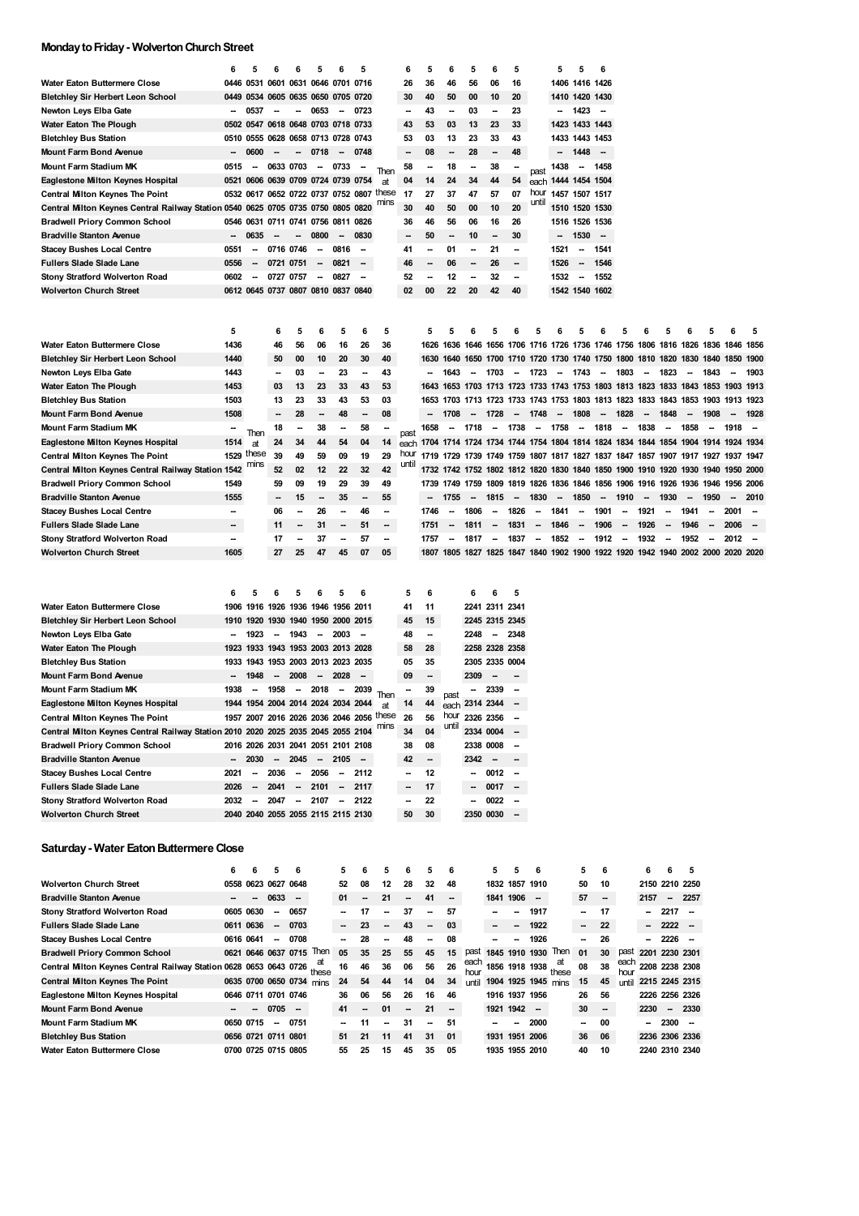## Monday to Friday - Wolverton Church Street

| | 6 | 5 | 6 | 6 | 5 | 6 | 5 | | 6 | 5 | 6 | 5 | 6 | 5 | | 5 | 5 | 6 |
|---|---|---|---|---|---|---|---|---|---|---|---|---|---|---|---|---|---|---|
| Water Eaton Buttermere Close | 0446 | 0531 | 0601 | 0631 | 0646 | 0701 | 0716 | | 26 | 36 | 46 | 56 | 06 | 16 | | 1406 | 1416 | 1426 |
| Bletchley Sir Herbert Leon School | 0449 | 0534 | 0605 | 0635 | 0650 | 0705 | 0720 | | 30 | 40 | 50 | 00 | 10 | 20 | | 1410 | 1420 | 1430 |
| Newton Leys Elba Gate | -- | 0537 | -- | -- | 0653 | -- | 0723 | | -- | 43 | -- | 03 | -- | 23 | | -- | 1423 | -- |
| Water Eaton The Plough | 0502 | 0547 | 0618 | 0648 | 0703 | 0718 | 0733 | | 43 | 53 | 03 | 13 | 23 | 33 | | 1423 | 1433 | 1443 |
| Bletchley Bus Station | 0510 | 0555 | 0628 | 0658 | 0713 | 0728 | 0743 | | 53 | 03 | 13 | 23 | 33 | 43 | | 1433 | 1443 | 1453 |
| Mount Farm Bond Avenue | -- | 0600 | -- | -- | 0718 | -- | 0748 | | -- | 08 | -- | 28 | -- | 48 | | -- | 1448 | -- |
| Mount Farm Stadium MK | 0515 | -- | 0633 | 0703 | -- | 0733 | -- | Then | 58 | -- | 18 | -- | 38 | -- | past | 1438 | -- | 1458 |
| Eaglestone Milton Keynes Hospital | 0521 | 0606 | 0639 | 0709 | 0724 | 0739 | 0754 | at | 04 | 14 | 24 | 34 | 44 | 54 | each | 1444 | 1454 | 1504 |
| Central Milton Keynes The Point | 0532 | 0617 | 0652 | 0722 | 0737 | 0752 | 0807 | these | 17 | 27 | 37 | 47 | 57 | 07 | hour | 1457 | 1507 | 1517 |
| Central Milton Keynes Central Railway Station | 0540 | 0625 | 0705 | 0735 | 0750 | 0805 | 0820 | mins | 30 | 40 | 50 | 00 | 10 | 20 | until | 1510 | 1520 | 1530 |
| Bradwell Priory Common School | 0546 | 0631 | 0711 | 0741 | 0756 | 0811 | 0826 | | 36 | 46 | 56 | 06 | 16 | 26 | | 1516 | 1526 | 1536 |
| Bradville Stanton Avenue | -- | 0635 | -- | -- | 0800 | -- | 0830 | | -- | 50 | -- | 10 | -- | 30 | | -- | 1530 | -- |
| Stacey Bushes Local Centre | 0551 | -- | 0716 | 0746 | -- | 0816 | -- | | 41 | -- | 01 | -- | 21 | -- | | 1521 | -- | 1541 |
| Fullers Slade Slade Lane | 0556 | -- | 0721 | 0751 | -- | 0821 | -- | | 46 | -- | 06 | -- | 26 | -- | | 1526 | -- | 1546 |
| Stony Stratford Wolverton Road | 0602 | -- | 0727 | 0757 | -- | 0827 | -- | | 52 | -- | 12 | -- | 32 | -- | | 1532 | -- | 1552 |
| Wolverton Church Street | 0612 | 0645 | 0737 | 0807 | 0810 | 0837 | 0840 | | 02 | 00 | 22 | 20 | 42 | 40 | | 1542 | 1540 | 1602 |

| | 5 | | 6 | 5 | 6 | 5 | 6 | 5 | | 5 | 5 | 6 | 5 | 6 | 5 | 6 | 5 | 6 | 5 | 6 | 5 | 6 | 5 | 6 | 5 |
|---|---|---|---|---|---|---|---|---|---|---|---|---|---|---|---|---|---|---|---|---|---|---|---|---|---|
| Water Eaton Buttermere Close | 1436 | | 46 | 56 | 06 | 16 | 26 | 36 | | 1626 | 1636 | 1646 | 1656 | 1706 | 1716 | 1726 | 1736 | 1746 | 1756 | 1806 | 1816 | 1826 | 1836 | 1846 | 1856 |
| Bletchley Sir Herbert Leon School | 1440 | | 50 | 00 | 10 | 20 | 30 | 40 | | 1630 | 1640 | 1650 | 1700 | 1710 | 1720 | 1730 | 1740 | 1750 | 1800 | 1810 | 1820 | 1830 | 1840 | 1850 | 1900 |
| Newton Leys Elba Gate | 1443 | | -- | 03 | -- | 23 | -- | 43 | | -- | 1643 | -- | 1703 | -- | 1723 | -- | 1743 | -- | 1803 | -- | 1823 | -- | 1843 | -- | 1903 |
| Water Eaton The Plough | 1453 | | 03 | 13 | 23 | 33 | 43 | 53 | | 1643 | 1653 | 1703 | 1713 | 1723 | 1733 | 1743 | 1753 | 1803 | 1813 | 1823 | 1833 | 1843 | 1853 | 1903 | 1913 |
| Bletchley Bus Station | 1503 | | 13 | 23 | 33 | 43 | 53 | 03 | | 1653 | 1703 | 1713 | 1723 | 1733 | 1743 | 1753 | 1803 | 1813 | 1823 | 1833 | 1843 | 1853 | 1903 | 1913 | 1923 |
| Mount Farm Bond Avenue | 1508 | | -- | 28 | -- | 48 | -- | 08 | | -- | 1708 | -- | 1728 | -- | 1748 | -- | 1808 | -- | 1828 | -- | 1848 | -- | 1908 | -- | 1928 |
| Mount Farm Stadium MK | -- | Then | 18 | -- | 38 | -- | 58 | -- | past | 1658 | -- | 1718 | -- | 1738 | -- | 1758 | -- | 1818 | -- | 1838 | -- | 1858 | -- | 1918 | -- |
| Eaglestone Milton Keynes Hospital | 1514 | at | 24 | 34 | 44 | 54 | 04 | 14 | each | 1704 | 1714 | 1724 | 1734 | 1744 | 1754 | 1804 | 1814 | 1824 | 1834 | 1844 | 1854 | 1904 | 1914 | 1924 | 1934 |
| Central Milton Keynes The Point | 1529 | these | 39 | 49 | 59 | 09 | 19 | 29 | hour | 1719 | 1729 | 1739 | 1749 | 1759 | 1807 | 1817 | 1827 | 1837 | 1847 | 1857 | 1907 | 1917 | 1927 | 1937 | 1947 |
| Central Milton Keynes Central Railway Station | 1542 | mins | 52 | 02 | 12 | 22 | 32 | 42 | until | 1732 | 1742 | 1752 | 1802 | 1812 | 1820 | 1830 | 1840 | 1850 | 1900 | 1910 | 1920 | 1930 | 1940 | 1950 | 2000 |
| Bradwell Priory Common School | 1549 | | 59 | 09 | 19 | 29 | 39 | 49 | | 1739 | 1749 | 1759 | 1809 | 1819 | 1826 | 1836 | 1846 | 1856 | 1906 | 1916 | 1926 | 1936 | 1946 | 1956 | 2006 |
| Bradville Stanton Avenue | 1555 | | -- | 15 | -- | 35 | -- | 55 | | -- | 1755 | -- | 1815 | -- | 1830 | -- | 1850 | -- | 1910 | -- | 1930 | -- | 1950 | -- | 2010 |
| Stacey Bushes Local Centre | -- | | 06 | -- | 26 | -- | 46 | -- | | 1746 | -- | 1806 | -- | 1826 | -- | 1841 | -- | 1901 | -- | 1921 | -- | 1941 | -- | 2001 | -- |
| Fullers Slade Slade Lane | -- | | 11 | -- | 31 | -- | 51 | -- | | 1751 | -- | 1811 | -- | 1831 | -- | 1846 | -- | 1906 | -- | 1926 | -- | 1946 | -- | 2006 | -- |
| Stony Stratford Wolverton Road | -- | | 17 | -- | 37 | -- | 57 | -- | | 1757 | -- | 1817 | -- | 1837 | -- | 1852 | -- | 1912 | -- | 1932 | -- | 1952 | -- | 2012 | -- |
| Wolverton Church Street | 1605 | | 27 | 25 | 47 | 45 | 07 | 05 | | 1807 | 1805 | 1827 | 1825 | 1847 | 1840 | 1902 | 1900 | 1922 | 1920 | 1942 | 1940 | 2002 | 2000 | 2020 | 2020 |

| | 6 | 5 | 6 | 5 | 6 | 5 | 6 | | 5 | 6 | | 6 | 6 | 5 |
|---|---|---|---|---|---|---|---|---|---|---|---|---|---|---|
| Water Eaton Buttermere Close | 1906 | 1916 | 1926 | 1936 | 1946 | 1956 | 2011 | | 41 | 11 | | 2241 | 2311 | 2341 |
| Bletchley Sir Herbert Leon School | 1910 | 1920 | 1930 | 1940 | 1950 | 2000 | 2015 | | 45 | 15 | | 2245 | 2315 | 2345 |
| Newton Leys Elba Gate | -- | 1923 | -- | 1943 | -- | 2003 | -- | | 48 | -- | | 2248 | -- | 2348 |
| Water Eaton The Plough | 1923 | 1933 | 1943 | 1953 | 2003 | 2013 | 2028 | | 58 | 28 | | 2258 | 2328 | 2358 |
| Bletchley Bus Station | 1933 | 1943 | 1953 | 2003 | 2013 | 2023 | 2035 | | 05 | 35 | | 2305 | 2335 | 0004 |
| Mount Farm Bond Avenue | -- | 1948 | -- | 2008 | -- | 2028 | -- | | 09 | -- | | 2309 | -- | -- |
| Mount Farm Stadium MK | 1938 | -- | 1958 | -- | 2018 | -- | 2039 | Then | -- | 39 | past | -- | 2339 | -- |
| Eaglestone Milton Keynes Hospital | 1944 | 1954 | 2004 | 2014 | 2024 | 2034 | 2044 | at | 14 | 44 | each | 2314 | 2344 | -- |
| Central Milton Keynes The Point | 1957 | 2007 | 2016 | 2026 | 2036 | 2046 | 2056 | these | 26 | 56 | hour | 2326 | 2356 | -- |
| Central Milton Keynes Central Railway Station | 2010 | 2020 | 2025 | 2035 | 2045 | 2055 | 2104 | mins | 34 | 04 | until | 2334 | 0004 | -- |
| Bradwell Priory Common School | 2016 | 2026 | 2031 | 2041 | 2051 | 2101 | 2108 | | 38 | 08 | | 2338 | 0008 | -- |
| Bradville Stanton Avenue | -- | 2030 | -- | 2045 | -- | 2105 | -- | | 42 | -- | | 2342 | -- | -- |
| Stacey Bushes Local Centre | 2021 | -- | 2036 | -- | 2056 | -- | 2112 | | -- | 12 | | -- | 0012 | -- |
| Fullers Slade Slade Lane | 2026 | -- | 2041 | -- | 2101 | -- | 2117 | | -- | 17 | | -- | 0017 | -- |
| Stony Stratford Wolverton Road | 2032 | -- | 2047 | -- | 2107 | -- | 2122 | | -- | 22 | | -- | 0022 | -- |
| Wolverton Church Street | 2040 | 2040 | 2055 | 2055 | 2115 | 2115 | 2130 | | 50 | 30 | | 2350 | 0030 | -- |

## Saturday - Water Eaton Buttermere Close

| | 6 | 6 | 5 | 6 | | 5 | 6 | 5 | 6 | 5 | 6 | | 5 | 5 | 6 | | 5 | 6 | | 6 | 6 | 5 |
|---|---|---|---|---|---|---|---|---|---|---|---|---|---|---|---|---|---|---|---|---|---|---|
| Wolverton Church Street | 0558 | 0623 | 0627 | 0648 | | 52 | 08 | 12 | 28 | 32 | 48 | | 1832 | 1857 | 1910 | | 50 | 10 | | 2150 | 2210 | 2250 |
| Bradville Stanton Avenue | -- | -- | 0633 | -- | | 01 | -- | 21 | -- | 41 | -- | | 1841 | 1906 | -- | | 57 | -- | | 2157 | -- | 2257 |
| Stony Stratford Wolverton Road | 0605 | 0630 | -- | 0657 | | -- | 17 | -- | 37 | -- | 57 | | -- | -- | 1917 | | -- | 17 | | -- | 2217 | -- |
| Fullers Slade Slade Lane | 0611 | 0636 | -- | 0703 | | -- | 23 | -- | 43 | -- | 03 | | -- | -- | 1922 | | -- | 22 | | -- | 2222 | -- |
| Stacey Bushes Local Centre | 0616 | 0641 | -- | 0708 | | -- | 28 | -- | 48 | -- | 08 | | -- | -- | 1926 | | -- | 26 | | -- | 2226 | -- |
| Bradwell Priory Common School | 0621 | 0646 | 0637 | 0715 | Then | 05 | 35 | 25 | 55 | 45 | 15 | past | 1845 | 1910 | 1930 | Then | 01 | 30 | past | 2201 | 2230 | 2301 |
| Central Milton Keynes Central Railway Station | 0628 | 0653 | 0643 | 0726 | at | 16 | 46 | 36 | 06 | 56 | 26 | each hour | 1856 | 1918 | 1938 | at | 08 | 38 | each hour | 2208 | 2238 | 2308 |
| Central Milton Keynes The Point | 0635 | 0700 | 0650 | 0734 | these mins | 24 | 54 | 44 | 14 | 04 | 34 | until | 1904 | 1925 | 1945 | these mins | 15 | 45 | until | 2215 | 2245 | 2315 |
| Eaglestone Milton Keynes Hospital | 0646 | 0711 | 0701 | 0746 | | 36 | 06 | 56 | 26 | 16 | 46 | | 1916 | 1937 | 1956 | | 26 | 56 | | 2226 | 2256 | 2326 |
| Mount Farm Bond Avenue | -- | -- | 0705 | -- | | 41 | -- | 01 | -- | 21 | -- | | 1921 | 1942 | -- | | 30 | -- | | 2230 | -- | 2330 |
| Mount Farm Stadium MK | 0650 | 0715 | -- | 0751 | | -- | 11 | -- | 31 | -- | 51 | | -- | -- | 2000 | | -- | 00 | | -- | 2300 | -- |
| Bletchley Bus Station | 0656 | 0721 | 0711 | 0801 | | 51 | 21 | 11 | 41 | 31 | 01 | | 1931 | 1951 | 2006 | | 36 | 06 | | 2236 | 2306 | 2336 |
| Water Eaton Buttermere Close | 0700 | 0725 | 0715 | 0805 | | 55 | 25 | 15 | 45 | 35 | 05 | | 1935 | 1955 | 2010 | | 40 | 10 | | 2240 | 2310 | 2340 |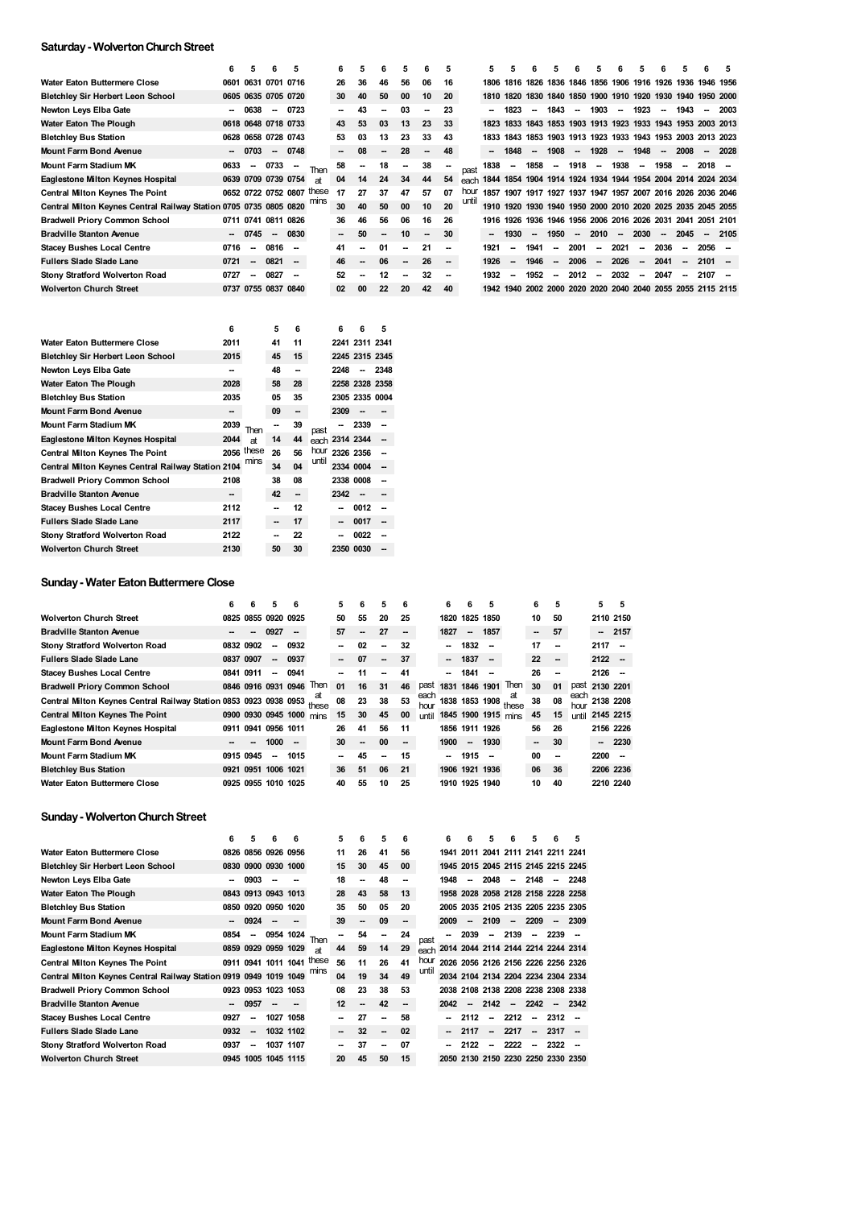## Saturday - Wolverton Church Street

| | 6 | 5 | 6 | 5 | | 6 | 5 | 6 | 5 | 6 | 5 | | 5 | 5 | 6 | 5 | 6 | 5 | 6 | 5 | 6 | 5 | 6 | 5 |
|---|---|---|---|---|---|---|---|---|---|---|---|---|---|---|---|---|---|---|---|---|---|---|---|---|
| Water Eaton Buttermere Close | 0601 | 0631 | 0701 | 0716 | | 26 | 36 | 46 | 56 | 06 | 16 | | 1806 | 1816 | 1826 | 1836 | 1846 | 1856 | 1906 | 1916 | 1926 | 1936 | 1946 | 1956 |
| Bletchley Sir Herbert Leon School | 0605 | 0635 | 0705 | 0720 | | 30 | 40 | 50 | 00 | 10 | 20 | | 1810 | 1820 | 1830 | 1840 | 1850 | 1900 | 1910 | 1920 | 1930 | 1940 | 1950 | 2000 |
| Newton Leys Elba Gate | -- | 0638 | -- | 0723 | | -- | 43 | -- | 03 | -- | 23 | | -- | 1823 | -- | 1843 | -- | 1903 | -- | 1923 | -- | 1943 | -- | 2003 |
| Water Eaton The Plough | 0618 | 0648 | 0718 | 0733 | | 43 | 53 | 03 | 13 | 23 | 33 | | 1823 | 1833 | 1843 | 1853 | 1903 | 1913 | 1923 | 1933 | 1943 | 1953 | 2003 | 2013 |
| Bletchley Bus Station | 0628 | 0658 | 0728 | 0743 | | 53 | 03 | 13 | 23 | 33 | 43 | | 1833 | 1843 | 1853 | 1903 | 1913 | 1923 | 1933 | 1943 | 1953 | 2003 | 2013 | 2023 |
| Mount Farm Bond Avenue | -- | 0703 | -- | 0748 | | -- | 08 | -- | 28 | -- | 48 | | -- | 1848 | -- | 1908 | -- | 1928 | -- | 1948 | -- | 2008 | -- | 2028 |
| Mount Farm Stadium MK | 0633 | -- | 0733 | -- | Then | 58 | -- | 18 | -- | 38 | -- | past | 1838 | -- | 1858 | -- | 1918 | -- | 1938 | -- | 1958 | -- | 2018 | -- |
| Eaglestone Milton Keynes Hospital | 0639 | 0709 | 0739 | 0754 | at | 04 | 14 | 24 | 34 | 44 | 54 | each | 1844 | 1854 | 1904 | 1914 | 1924 | 1934 | 1944 | 1954 | 2004 | 2014 | 2024 | 2034 |
| Central Milton Keynes The Point | 0652 | 0722 | 0752 | 0807 | these | 17 | 27 | 37 | 47 | 57 | 07 | hour | 1857 | 1907 | 1917 | 1927 | 1937 | 1947 | 1957 | 2007 | 2016 | 2026 | 2036 | 2046 |
| Central Milton Keynes Central Railway Station | 0705 | 0735 | 0805 | 0820 | mins | 30 | 40 | 50 | 00 | 10 | 20 | until | 1910 | 1920 | 1930 | 1940 | 1950 | 2000 | 2010 | 2020 | 2025 | 2035 | 2045 | 2055 |
| Bradwell Priory Common School | 0711 | 0741 | 0811 | 0826 | | 36 | 46 | 56 | 06 | 16 | 26 | | 1916 | 1926 | 1936 | 1946 | 1956 | 2006 | 2016 | 2026 | 2031 | 2041 | 2051 | 2101 |
| Bradville Stanton Avenue | -- | 0745 | -- | 0830 | | -- | 50 | -- | 10 | -- | 30 | | -- | 1930 | -- | 1950 | -- | 2010 | -- | 2030 | -- | 2045 | -- | 2105 |
| Stacey Bushes Local Centre | 0716 | -- | 0816 | -- | | 41 | -- | 01 | -- | 21 | -- | | 1921 | -- | 1941 | -- | 2001 | -- | 2021 | -- | 2036 | -- | 2056 | -- |
| Fullers Slade Slade Lane | 0721 | -- | 0821 | -- | | 46 | -- | 06 | -- | 26 | -- | | 1926 | -- | 1946 | -- | 2006 | -- | 2026 | -- | 2041 | -- | 2101 | -- |
| Stony Stratford Wolverton Road | 0727 | -- | 0827 | -- | | 52 | -- | 12 | -- | 32 | -- | | 1932 | -- | 1952 | -- | 2012 | -- | 2032 | -- | 2047 | -- | 2107 | -- |
| Wolverton Church Street | 0737 | 0755 | 0837 | 0840 | | 02 | 00 | 22 | 20 | 42 | 40 | | 1942 | 1940 | 2002 | 2000 | 2020 | 2020 | 2040 | 2040 | 2055 | 2055 | 2115 | 2115 |

| | 6 | | 5 | 6 | | 6 | 6 | 5 |
|---|---|---|---|---|---|---|---|---|
| Water Eaton Buttermere Close | 2011 | | 41 | 11 | | 2241 | 2311 | 2341 |
| Bletchley Sir Herbert Leon School | 2015 | | 45 | 15 | | 2245 | 2315 | 2345 |
| Newton Leys Elba Gate | -- | | 48 | -- | | 2248 | -- | 2348 |
| Water Eaton The Plough | 2028 | | 58 | 28 | | 2258 | 2328 | 2358 |
| Bletchley Bus Station | 2035 | | 05 | 35 | | 2305 | 2335 | 0004 |
| Mount Farm Bond Avenue | -- | | 09 | -- | | 2309 | -- | -- |
| Mount Farm Stadium MK | 2039 | Then | -- | 39 | past | -- | 2339 | -- |
| Eaglestone Milton Keynes Hospital | 2044 | at | 14 | 44 | each | 2314 | 2344 | -- |
| Central Milton Keynes The Point | 2056 | these | 26 | 56 | hour | 2326 | 2356 | -- |
| Central Milton Keynes Central Railway Station | 2104 | mins | 34 | 04 | until | 2334 | 0004 | -- |
| Bradwell Priory Common School | 2108 | | 38 | 08 | | 2338 | 0008 | -- |
| Bradville Stanton Avenue | -- | | 42 | -- | | 2342 | -- | -- |
| Stacey Bushes Local Centre | 2112 | | -- | 12 | | -- | 0012 | -- |
| Fullers Slade Slade Lane | 2117 | | -- | 17 | | -- | 0017 | -- |
| Stony Stratford Wolverton Road | 2122 | | -- | 22 | | -- | 0022 | -- |
| Wolverton Church Street | 2130 | | 50 | 30 | | 2350 | 0030 | -- |

## Sunday - Water Eaton Buttermere Close

| | 6 | 6 | 5 | 6 | | 5 | 6 | 5 | 6 | | 6 | 6 | 5 | | 6 | 5 | | 5 | 5 |
|---|---|---|---|---|---|---|---|---|---|---|---|---|---|---|---|---|---|---|---|
| Wolverton Church Street | 0825 | 0855 | 0920 | 0925 | | 50 | 55 | 20 | 25 | | 1820 | 1825 | 1850 | | 10 | 50 | | 2110 | 2150 |
| Bradville Stanton Avenue | -- | -- | 0927 | -- | | 57 | -- | 27 | -- | | 1827 | -- | 1857 | | -- | 57 | | -- | 2157 |
| Stony Stratford Wolverton Road | 0832 | 0902 | -- | 0932 | | -- | 02 | -- | 32 | | -- | 1832 | -- | | 17 | -- | | 2117 | -- |
| Fullers Slade Slade Lane | 0837 | 0907 | -- | 0937 | | -- | 07 | -- | 37 | | -- | 1837 | -- | | 22 | -- | | 2122 | -- |
| Stacey Bushes Local Centre | 0841 | 0911 | -- | 0941 | | -- | 11 | -- | 41 | | -- | 1841 | -- | | 26 | -- | | 2126 | -- |
| Bradwell Priory Common School | 0846 | 0916 | 0931 | 0946 | Then | 01 | 16 | 31 | 46 | past | 1831 | 1846 | 1901 | Then | 30 | 01 | past | 2130 | 2201 |
| Central Milton Keynes Central Railway Station | 0853 | 0923 | 0938 | 0953 | at these | 08 | 23 | 38 | 53 | each hour | 1838 | 1853 | 1908 | at these | 38 | 08 | each hour | 2138 | 2208 |
| Central Milton Keynes The Point | 0900 | 0930 | 0945 | 1000 | mins | 15 | 30 | 45 | 00 | until | 1845 | 1900 | 1915 | mins | 45 | 15 | until | 2145 | 2215 |
| Eaglestone Milton Keynes Hospital | 0911 | 0941 | 0956 | 1011 | | 26 | 41 | 56 | 11 | | 1856 | 1911 | 1926 | | 56 | 26 | | 2156 | 2226 |
| Mount Farm Bond Avenue | -- | -- | 1000 | -- | | 30 | -- | 00 | -- | | 1900 | -- | 1930 | | -- | 30 | | -- | 2230 |
| Mount Farm Stadium MK | 0915 | 0945 | -- | 1015 | | -- | 45 | -- | 15 | | -- | 1915 | -- | | 00 | -- | | 2200 | -- |
| Bletchley Bus Station | 0921 | 0951 | 1006 | 1021 | | 36 | 51 | 06 | 21 | | 1906 | 1921 | 1936 | | 06 | 36 | | 2206 | 2236 |
| Water Eaton Buttermere Close | 0925 | 0955 | 1010 | 1025 | | 40 | 55 | 10 | 25 | | 1910 | 1925 | 1940 | | 10 | 40 | | 2210 | 2240 |

## Sunday - Wolverton Church Street

| | 6 | 5 | 6 | 6 | | 5 | 6 | 5 | 6 | | 6 | 6 | 5 | 6 | 5 | 6 | 5 |
|---|---|---|---|---|---|---|---|---|---|---|---|---|---|---|---|---|---|
| Water Eaton Buttermere Close | 0826 | 0856 | 0926 | 0956 | | 11 | 26 | 41 | 56 | | 1941 | 2011 | 2041 | 2111 | 2141 | 2211 | 2241 |
| Bletchley Sir Herbert Leon School | 0830 | 0900 | 0930 | 1000 | | 15 | 30 | 45 | 00 | | 1945 | 2015 | 2045 | 2115 | 2145 | 2215 | 2245 |
| Newton Leys Elba Gate | -- | 0903 | -- | -- | | 18 | -- | 48 | -- | | 1948 | -- | 2048 | -- | 2148 | -- | 2248 |
| Water Eaton The Plough | 0843 | 0913 | 0943 | 1013 | | 28 | 43 | 58 | 13 | | 1958 | 2028 | 2058 | 2128 | 2158 | 2228 | 2258 |
| Bletchley Bus Station | 0850 | 0920 | 0950 | 1020 | | 35 | 50 | 05 | 20 | | 2005 | 2035 | 2105 | 2135 | 2205 | 2235 | 2305 |
| Mount Farm Bond Avenue | -- | 0924 | -- | -- | | 39 | -- | 09 | -- | | 2009 | -- | 2109 | -- | 2209 | -- | 2309 |
| Mount Farm Stadium MK | 0854 | -- | 0954 | 1024 | Then | -- | 54 | -- | 24 | past | -- | 2039 | -- | 2139 | -- | 2239 | -- |
| Eaglestone Milton Keynes Hospital | 0859 | 0929 | 0959 | 1029 | at | 44 | 59 | 14 | 29 | each | 2014 | 2044 | 2114 | 2144 | 2214 | 2244 | 2314 |
| Central Milton Keynes The Point | 0911 | 0941 | 1011 | 1041 | these | 56 | 11 | 26 | 41 | hour | 2026 | 2056 | 2126 | 2156 | 2226 | 2256 | 2326 |
| Central Milton Keynes Central Railway Station | 0919 | 0949 | 1019 | 1049 | mins | 04 | 19 | 34 | 49 | until | 2034 | 2104 | 2134 | 2204 | 2234 | 2304 | 2334 |
| Bradwell Priory Common School | 0923 | 0953 | 1023 | 1053 | | 08 | 23 | 38 | 53 | | 2038 | 2108 | 2138 | 2208 | 2238 | 2308 | 2338 |
| Bradville Stanton Avenue | -- | 0957 | -- | -- | | 12 | -- | 42 | -- | | 2042 | -- | 2142 | -- | 2242 | -- | 2342 |
| Stacey Bushes Local Centre | 0927 | -- | 1027 | 1058 | | -- | 27 | -- | 58 | | -- | 2112 | -- | 2212 | -- | 2312 | -- |
| Fullers Slade Slade Lane | 0932 | -- | 1032 | 1102 | | -- | 32 | -- | 02 | | -- | 2117 | -- | 2217 | -- | 2317 | -- |
| Stony Stratford Wolverton Road | 0937 | -- | 1037 | 1107 | | -- | 37 | -- | 07 | | -- | 2122 | -- | 2222 | -- | 2322 | -- |
| Wolverton Church Street | 0945 | 1005 | 1045 | 1115 | | 20 | 45 | 50 | 15 | | 2050 | 2130 | 2150 | 2230 | 2250 | 2330 | 2350 |